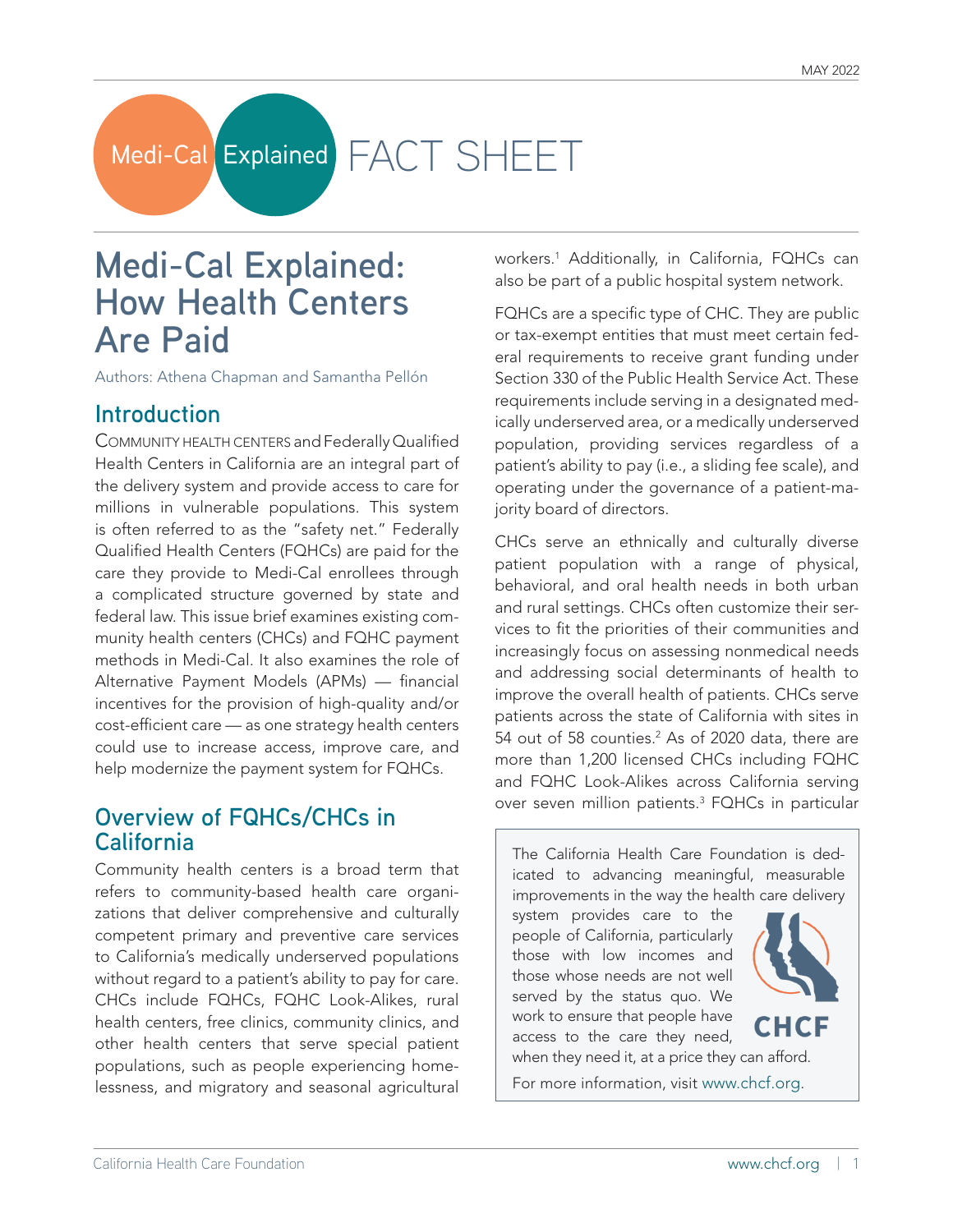MAY 2022

Medi-Cal Explained FACT SHEET

# Medi-Cal Explained: How Health Centers Are Paid

Authors: Athena Chapman and Samantha Pellón

## Introduction

COMMUNITY HEALTH CENTERS and Federally Qualified Health Centers in California are an integral part of the delivery system and provide access to care for millions in vulnerable populations. This system is often referred to as the "safety net." Federally Qualified Health Centers (FQHCs) are paid for the care they provide to Medi-Cal enrollees through a complicated structure governed by state and federal law. This issue brief examines existing community health centers (CHCs) and FQHC payment methods in Medi-Cal. It also examines the role of Alternative Payment Models (APMs) — financial incentives for the provision of high-quality and/or cost-efficient care — as one strategy health centers could use to increase access, improve care, and help modernize the payment system for FQHCs.

## Overview of FQHCs/CHCs in California

Community health centers is a broad term that refers to community-based health care organizations that deliver comprehensive and culturally competent primary and preventive care services to California's medically underserved populations without regard to a patient's ability to pay for care. CHCs include FQHCs, FQHC Look-Alikes, rural health centers, free clinics, community clinics, and other health centers that serve special patient populations, such as people experiencing homelessness, and migratory and seasonal agricultural workers.[1] Additionally, in California, FQHCs can also be part of a public hospital system network.

FQHCs are a specific type of CHC. They are public or tax-exempt entities that must meet certain federal requirements to receive grant funding under Section 330 of the Public Health Service Act. These requirements include serving in a designated medically underserved area, or a medically underserved population, providing services regardless of a patient's ability to pay (i.e., a sliding fee scale), and operating under the governance of a patient-majority board of directors.

CHCs serve an ethnically and culturally diverse patient population with a range of physical, behavioral, and oral health needs in both urban and rural settings. CHCs often customize their services to fit the priorities of their communities and increasingly focus on assessing nonmedical needs and addressing social determinants of health to improve the overall health of patients. CHCs serve patients across the state of California with sites in 54 out of 58 counties.[2] As of 2020 data, there are more than 1,200 licensed CHCs including FQHC and FQHC Look-Alikes across California serving over seven million patients.[3] FQHCs in particular

The California Health Care Foundation is dedicated to advancing meaningful, measurable improvements in the way the health care delivery system provides care to the people of California, particularly those with low incomes and those whose needs are not well served by the status quo. We work to ensure that people have access to the care they need, when they need it, at a price they can afford.

CHCF

For more information, visit www.chcf.org.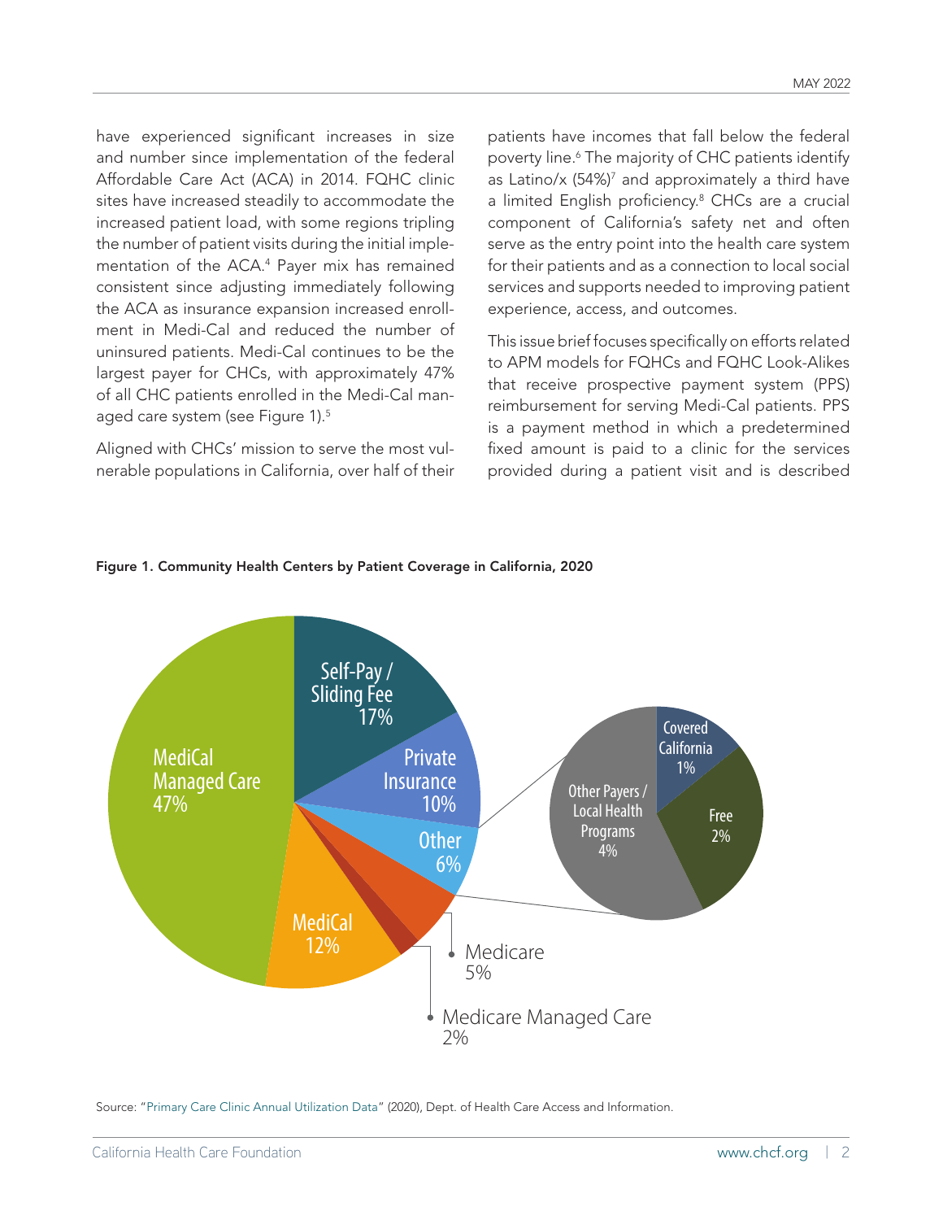have experienced significant increases in size and number since implementation of the federal Affordable Care Act (ACA) in 2014. FQHC clinic sites have increased steadily to accommodate the increased patient load, with some regions tripling the number of patient visits during the initial implementation of the ACA.[4] Payer mix has remained consistent since adjusting immediately following the ACA as insurance expansion increased enrollment in Medi-Cal and reduced the number of uninsured patients. Medi-Cal continues to be the largest payer for CHCs, with approximately 47% of all CHC patients enrolled in the Medi-Cal managed care system (see Figure 1).[5]

Aligned with CHCs' mission to serve the most vulnerable populations in California, over half of their patients have incomes that fall below the federal poverty line.[6] The majority of CHC patients identify as Latino/x (54%)[7] and approximately a third have a limited English proficiency.[8] CHCs are a crucial component of California's safety net and often serve as the entry point into the health care system for their patients and as a connection to local social services and supports needed to improving patient experience, access, and outcomes.

This issue brief focuses specifically on efforts related to APM models for FQHCs and FQHC Look-Alikes that receive prospective payment system (PPS) reimbursement for serving Medi-Cal patients. PPS is a payment method in which a predetermined fixed amount is paid to a clinic for the services provided during a patient visit and is described

**Figure 1. Community Health Centers by Patient Coverage in California, 2020**

| Coverage | Share |
|---|---|
| MediCal Managed Care | 47% |
| Self-Pay / Sliding Fee | 17% |
| MediCal | 12% |
| Private Insurance | 10% |
| Other | 6% |
| – Other Payers / Local Health Programs | 4% |
| – Free | 2% |
| – Covered California | 1% |
| Medicare | 5% |
| Medicare Managed Care | 2% |

Source: "Primary Care Clinic Annual Utilization Data" (2020), Dept. of Health Care Access and Information.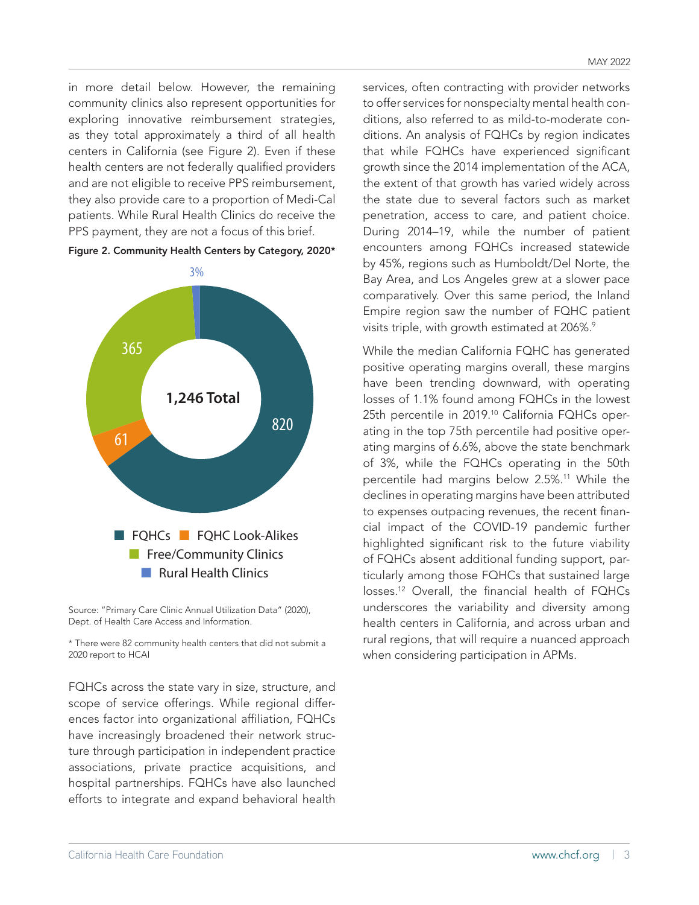in more detail below. However, the remaining community clinics also represent opportunities for exploring innovative reimbursement strategies, as they total approximately a third of all health centers in California (see Figure 2). Even if these health centers are not federally qualified providers and are not eligible to receive PPS reimbursement, they also provide care to a proportion of Medi-Cal patients. While Rural Health Clinics do receive the PPS payment, they are not a focus of this brief.

**Figure 2. Community Health Centers by Category, 2020***

| Category | Number |
|---|---|
| FQHCs | 820 |
| FQHC Look-Alikes | 61 |
| Free/Community Clinics | 365 |
| Rural Health Clinics | 3% |
| **Total** | **1,246** |

Source: "Primary Care Clinic Annual Utilization Data" (2020), Dept. of Health Care Access and Information.

* There were 82 community health centers that did not submit a 2020 report to HCAI

FQHCs across the state vary in size, structure, and scope of service offerings. While regional differences factor into organizational affiliation, FQHCs have increasingly broadened their network structure through participation in independent practice associations, private practice acquisitions, and hospital partnerships. FQHCs have also launched efforts to integrate and expand behavioral health services, often contracting with provider networks to offer services for nonspecialty mental health conditions, also referred to as mild-to-moderate conditions. An analysis of FQHCs by region indicates that while FQHCs have experienced significant growth since the 2014 implementation of the ACA, the extent of that growth has varied widely across the state due to several factors such as market penetration, access to care, and patient choice. During 2014–19, while the number of patient encounters among FQHCs increased statewide by 45%, regions such as Humboldt/Del Norte, the Bay Area, and Los Angeles grew at a slower pace comparatively. Over this same period, the Inland Empire region saw the number of FQHC patient visits triple, with growth estimated at 206%.[9]

While the median California FQHC has generated positive operating margins overall, these margins have been trending downward, with operating losses of 1.1% found among FQHCs in the lowest 25th percentile in 2019.[10] California FQHCs operating in the top 75th percentile had positive operating margins of 6.6%, above the state benchmark of 3%, while the FQHCs operating in the 50th percentile had margins below 2.5%.[11] While the declines in operating margins have been attributed to expenses outpacing revenues, the recent financial impact of the COVID-19 pandemic further highlighted significant risk to the future viability of FQHCs absent additional funding support, particularly among those FQHCs that sustained large losses.[12] Overall, the financial health of FQHCs underscores the variability and diversity among health centers in California, and across urban and rural regions, that will require a nuanced approach when considering participation in APMs.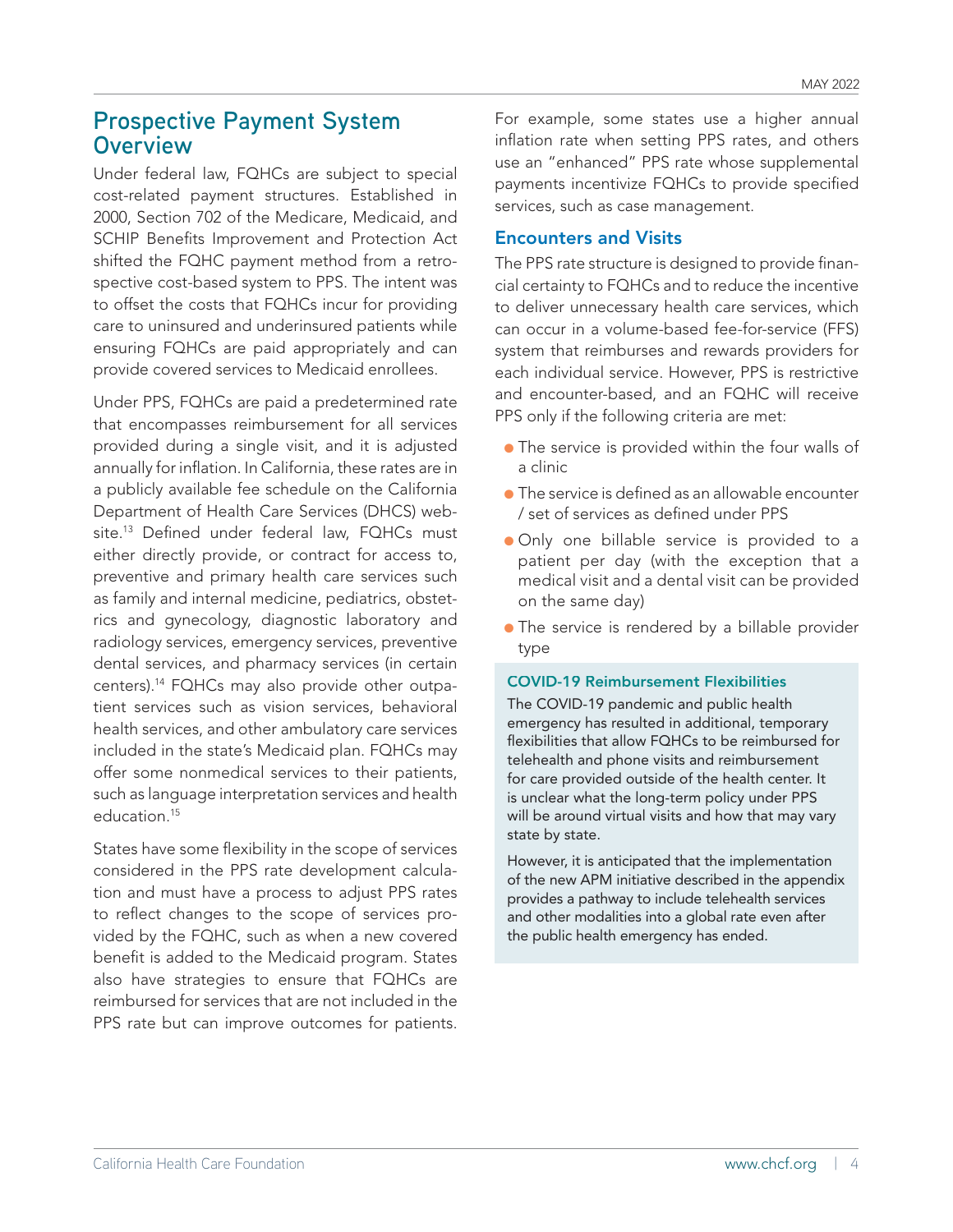## Prospective Payment System Overview

Under federal law, FQHCs are subject to special cost-related payment structures. Established in 2000, Section 702 of the Medicare, Medicaid, and SCHIP Benefits Improvement and Protection Act shifted the FQHC payment method from a retrospective cost-based system to PPS. The intent was to offset the costs that FQHCs incur for providing care to uninsured and underinsured patients while ensuring FQHCs are paid appropriately and can provide covered services to Medicaid enrollees.

Under PPS, FQHCs are paid a predetermined rate that encompasses reimbursement for all services provided during a single visit, and it is adjusted annually for inflation. In California, these rates are in a publicly available fee schedule on the California Department of Health Care Services (DHCS) website.[13] Defined under federal law, FQHCs must either directly provide, or contract for access to, preventive and primary health care services such as family and internal medicine, pediatrics, obstetrics and gynecology, diagnostic laboratory and radiology services, emergency services, preventive dental services, and pharmacy services (in certain centers).[14] FQHCs may also provide other outpatient services such as vision services, behavioral health services, and other ambulatory care services included in the state's Medicaid plan. FQHCs may offer some nonmedical services to their patients, such as language interpretation services and health education.[15]

States have some flexibility in the scope of services considered in the PPS rate development calculation and must have a process to adjust PPS rates to reflect changes to the scope of services provided by the FQHC, such as when a new covered benefit is added to the Medicaid program. States also have strategies to ensure that FQHCs are reimbursed for services that are not included in the PPS rate but can improve outcomes for patients. For example, some states use a higher annual inflation rate when setting PPS rates, and others use an "enhanced" PPS rate whose supplemental payments incentivize FQHCs to provide specified services, such as case management.

### Encounters and Visits

The PPS rate structure is designed to provide financial certainty to FQHCs and to reduce the incentive to deliver unnecessary health care services, which can occur in a volume-based fee-for-service (FFS) system that reimburses and rewards providers for each individual service. However, PPS is restrictive and encounter-based, and an FQHC will receive PPS only if the following criteria are met:

- The service is provided within the four walls of a clinic
- The service is defined as an allowable encounter / set of services as defined under PPS
- Only one billable service is provided to a patient per day (with the exception that a medical visit and a dental visit can be provided on the same day)
- The service is rendered by a billable provider type

#### COVID-19 Reimbursement Flexibilities

The COVID-19 pandemic and public health emergency has resulted in additional, temporary flexibilities that allow FQHCs to be reimbursed for telehealth and phone visits and reimbursement for care provided outside of the health center. It is unclear what the long-term policy under PPS will be around virtual visits and how that may vary state by state.

However, it is anticipated that the implementation of the new APM initiative described in the appendix provides a pathway to include telehealth services and other modalities into a global rate even after the public health emergency has ended.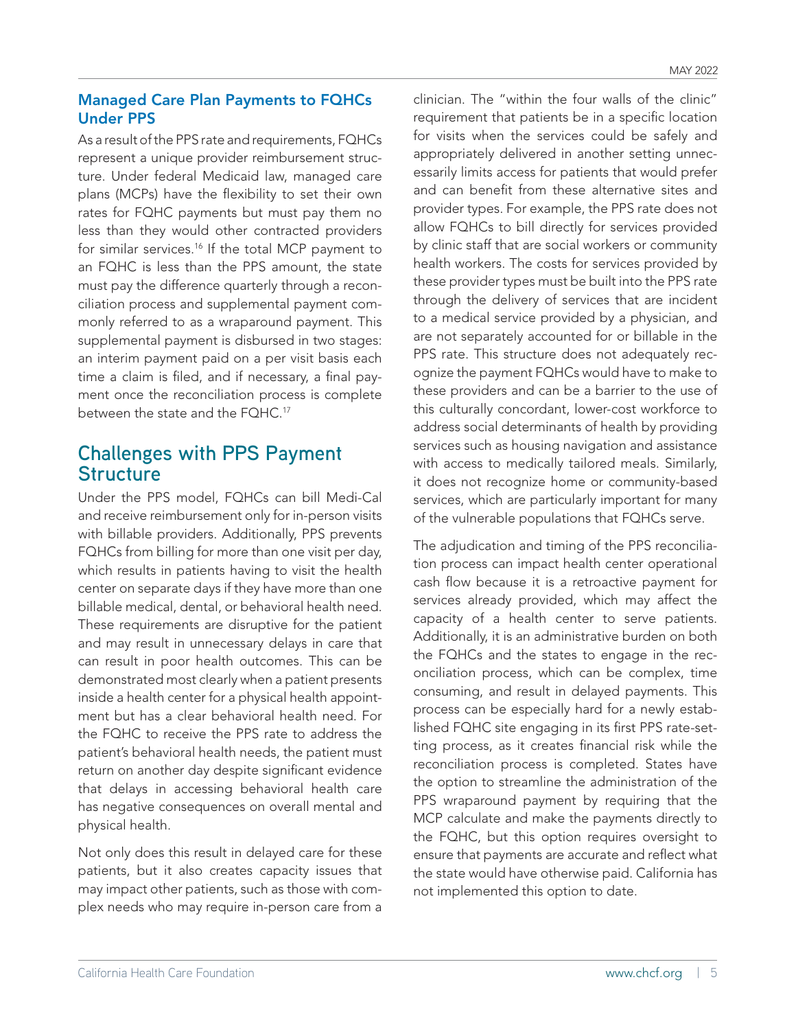### Managed Care Plan Payments to FQHCs Under PPS

As a result of the PPS rate and requirements, FQHCs represent a unique provider reimbursement structure. Under federal Medicaid law, managed care plans (MCPs) have the flexibility to set their own rates for FQHC payments but must pay them no less than they would other contracted providers for similar services.[16] If the total MCP payment to an FQHC is less than the PPS amount, the state must pay the difference quarterly through a reconciliation process and supplemental payment commonly referred to as a wraparound payment. This supplemental payment is disbursed in two stages: an interim payment paid on a per visit basis each time a claim is filed, and if necessary, a final payment once the reconciliation process is complete between the state and the FQHC.[17]

## Challenges with PPS Payment Structure

Under the PPS model, FQHCs can bill Medi-Cal and receive reimbursement only for in-person visits with billable providers. Additionally, PPS prevents FQHCs from billing for more than one visit per day, which results in patients having to visit the health center on separate days if they have more than one billable medical, dental, or behavioral health need. These requirements are disruptive for the patient and may result in unnecessary delays in care that can result in poor health outcomes. This can be demonstrated most clearly when a patient presents inside a health center for a physical health appointment but has a clear behavioral health need. For the FQHC to receive the PPS rate to address the patient's behavioral health needs, the patient must return on another day despite significant evidence that delays in accessing behavioral health care has negative consequences on overall mental and physical health.

Not only does this result in delayed care for these patients, but it also creates capacity issues that may impact other patients, such as those with complex needs who may require in-person care from a clinician. The "within the four walls of the clinic" requirement that patients be in a specific location for visits when the services could be safely and appropriately delivered in another setting unnecessarily limits access for patients that would prefer and can benefit from these alternative sites and provider types. For example, the PPS rate does not allow FQHCs to bill directly for services provided by clinic staff that are social workers or community health workers. The costs for services provided by these provider types must be built into the PPS rate through the delivery of services that are incident to a medical service provided by a physician, and are not separately accounted for or billable in the PPS rate. This structure does not adequately recognize the payment FQHCs would have to make to these providers and can be a barrier to the use of this culturally concordant, lower-cost workforce to address social determinants of health by providing services such as housing navigation and assistance with access to medically tailored meals. Similarly, it does not recognize home or community-based services, which are particularly important for many of the vulnerable populations that FQHCs serve.

The adjudication and timing of the PPS reconciliation process can impact health center operational cash flow because it is a retroactive payment for services already provided, which may affect the capacity of a health center to serve patients. Additionally, it is an administrative burden on both the FQHCs and the states to engage in the reconciliation process, which can be complex, time consuming, and result in delayed payments. This process can be especially hard for a newly established FQHC site engaging in its first PPS rate-setting process, as it creates financial risk while the reconciliation process is completed. States have the option to streamline the administration of the PPS wraparound payment by requiring that the MCP calculate and make the payments directly to the FQHC, but this option requires oversight to ensure that payments are accurate and reflect what the state would have otherwise paid. California has not implemented this option to date.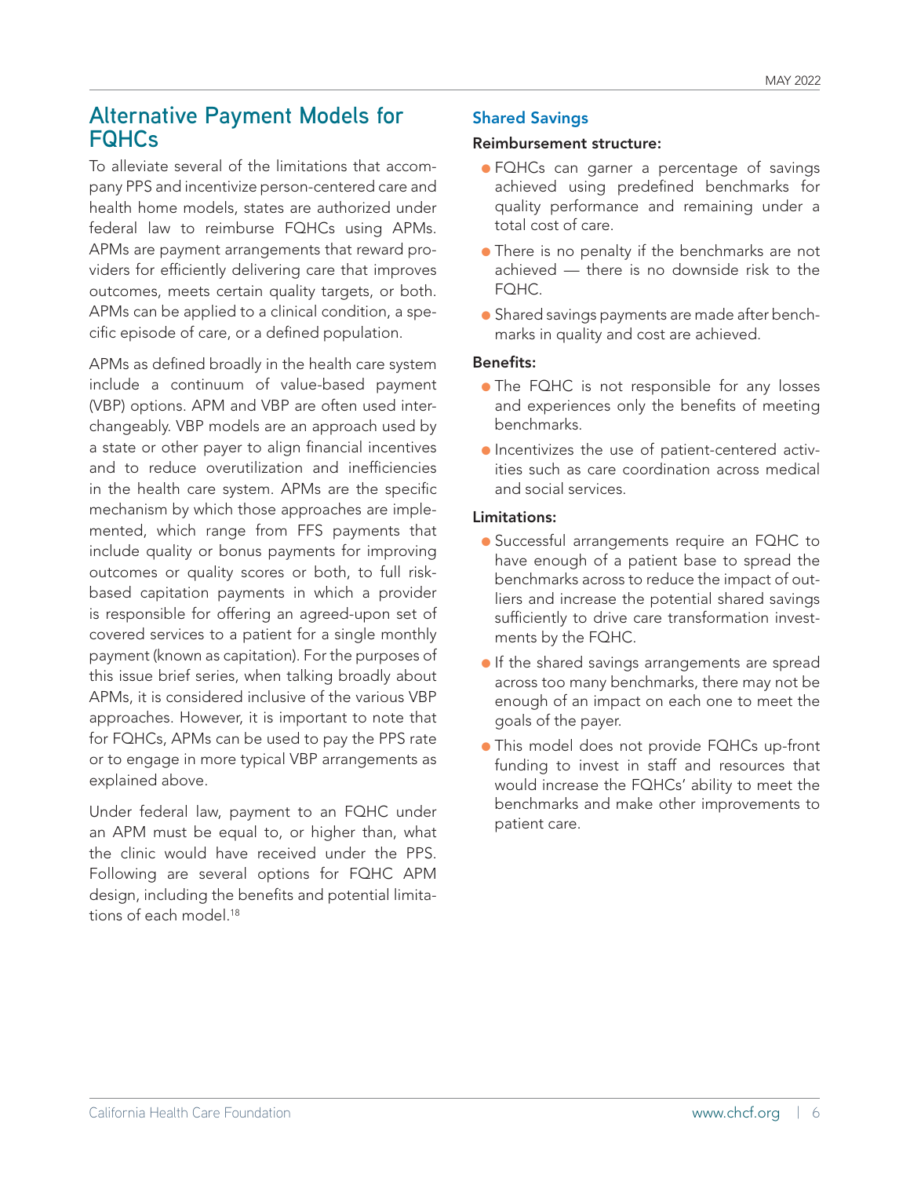## Alternative Payment Models for FQHCs

To alleviate several of the limitations that accompany PPS and incentivize person-centered care and health home models, states are authorized under federal law to reimburse FQHCs using APMs. APMs are payment arrangements that reward providers for efficiently delivering care that improves outcomes, meets certain quality targets, or both. APMs can be applied to a clinical condition, a specific episode of care, or a defined population.

APMs as defined broadly in the health care system include a continuum of value-based payment (VBP) options. APM and VBP are often used interchangeably. VBP models are an approach used by a state or other payer to align financial incentives and to reduce overutilization and inefficiencies in the health care system. APMs are the specific mechanism by which those approaches are implemented, which range from FFS payments that include quality or bonus payments for improving outcomes or quality scores or both, to full risk-based capitation payments in which a provider is responsible for offering an agreed-upon set of covered services to a patient for a single monthly payment (known as capitation). For the purposes of this issue brief series, when talking broadly about APMs, it is considered inclusive of the various VBP approaches. However, it is important to note that for FQHCs, APMs can be used to pay the PPS rate or to engage in more typical VBP arrangements as explained above.

Under federal law, payment to an FQHC under an APM must be equal to, or higher than, what the clinic would have received under the PPS. Following are several options for FQHC APM design, including the benefits and potential limitations of each model.[18]

### Shared Savings

**Reimbursement structure:**

- FQHCs can garner a percentage of savings achieved using predefined benchmarks for quality performance and remaining under a total cost of care.
- There is no penalty if the benchmarks are not achieved — there is no downside risk to the FQHC.
- Shared savings payments are made after benchmarks in quality and cost are achieved.

**Benefits:**

- The FQHC is not responsible for any losses and experiences only the benefits of meeting benchmarks.
- Incentivizes the use of patient-centered activities such as care coordination across medical and social services.

**Limitations:**

- Successful arrangements require an FQHC to have enough of a patient base to spread the benchmarks across to reduce the impact of outliers and increase the potential shared savings sufficiently to drive care transformation investments by the FQHC.
- If the shared savings arrangements are spread across too many benchmarks, there may not be enough of an impact on each one to meet the goals of the payer.
- This model does not provide FQHCs up-front funding to invest in staff and resources that would increase the FQHCs' ability to meet the benchmarks and make other improvements to patient care.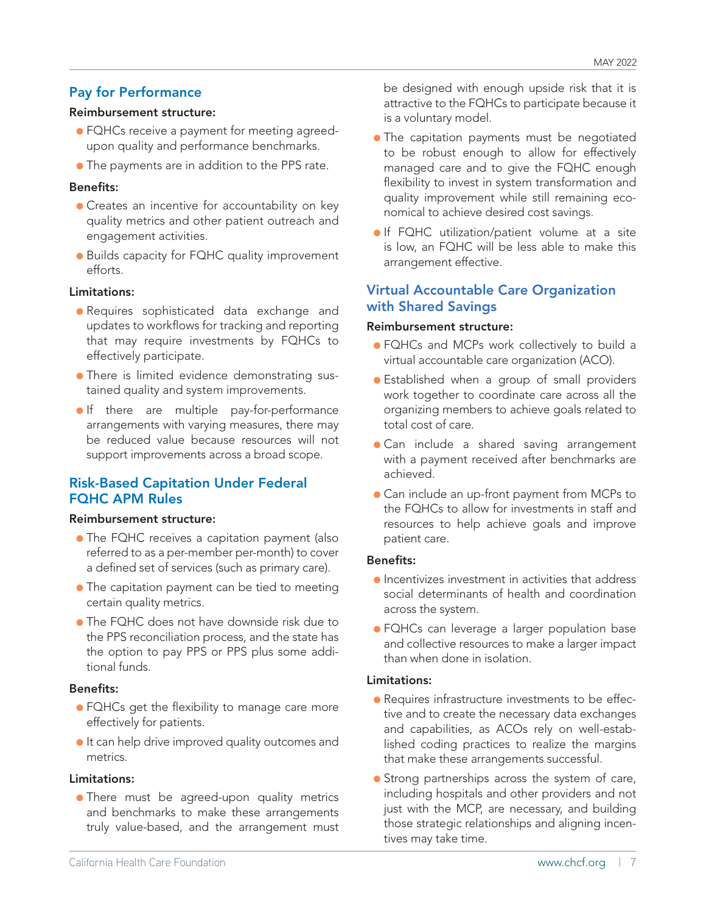## Pay for Performance

**Reimbursement structure:**

- FQHCs receive a payment for meeting agreed-upon quality and performance benchmarks.
- The payments are in addition to the PPS rate.

**Benefits:**

- Creates an incentive for accountability on key quality metrics and other patient outreach and engagement activities.
- Builds capacity for FQHC quality improvement efforts.

**Limitations:**

- Requires sophisticated data exchange and updates to workflows for tracking and reporting that may require investments by FQHCs to effectively participate.
- There is limited evidence demonstrating sustained quality and system improvements.
- If there are multiple pay-for-performance arrangements with varying measures, there may be reduced value because resources will not support improvements across a broad scope.

## Risk-Based Capitation Under Federal FQHC APM Rules

**Reimbursement structure:**

- The FQHC receives a capitation payment (also referred to as a per-member per-month) to cover a defined set of services (such as primary care).
- The capitation payment can be tied to meeting certain quality metrics.
- The FQHC does not have downside risk due to the PPS reconciliation process, and the state has the option to pay PPS or PPS plus some additional funds.

**Benefits:**

- FQHCs get the flexibility to manage care more effectively for patients.
- It can help drive improved quality outcomes and metrics.

**Limitations:**

- There must be agreed-upon quality metrics and benchmarks to make these arrangements truly value-based, and the arrangement must be designed with enough upside risk that it is attractive to the FQHCs to participate because it is a voluntary model.
- The capitation payments must be negotiated to be robust enough to allow for effectively managed care and to give the FQHC enough flexibility to invest in system transformation and quality improvement while still remaining economical to achieve desired cost savings.
- If FQHC utilization/patient volume at a site is low, an FQHC will be less able to make this arrangement effective.

## Virtual Accountable Care Organization with Shared Savings

**Reimbursement structure:**

- FQHCs and MCPs work collectively to build a virtual accountable care organization (ACO).
- Established when a group of small providers work together to coordinate care across all the organizing members to achieve goals related to total cost of care.
- Can include a shared saving arrangement with a payment received after benchmarks are achieved.
- Can include an up-front payment from MCPs to the FQHCs to allow for investments in staff and resources to help achieve goals and improve patient care.

**Benefits:**

- Incentivizes investment in activities that address social determinants of health and coordination across the system.
- FQHCs can leverage a larger population base and collective resources to make a larger impact than when done in isolation.

**Limitations:**

- Requires infrastructure investments to be effective and to create the necessary data exchanges and capabilities, as ACOs rely on well-established coding practices to realize the margins that make these arrangements successful.
- Strong partnerships across the system of care, including hospitals and other providers and not just with the MCP, are necessary, and building those strategic relationships and aligning incentives may take time.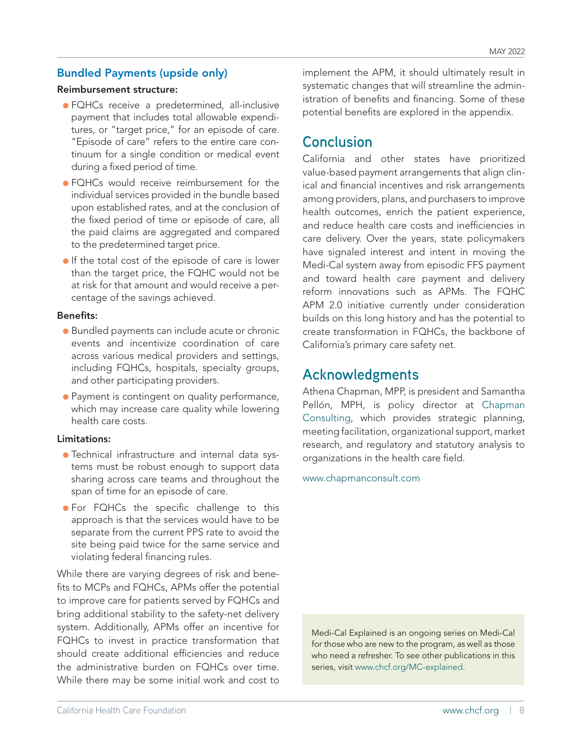### Bundled Payments (upside only)

**Reimbursement structure:**

- FQHCs receive a predetermined, all-inclusive payment that includes total allowable expenditures, or "target price," for an episode of care. "Episode of care" refers to the entire care continuum for a single condition or medical event during a fixed period of time.
- FQHCs would receive reimbursement for the individual services provided in the bundle based upon established rates, and at the conclusion of the fixed period of time or episode of care, all the paid claims are aggregated and compared to the predetermined target price.
- If the total cost of the episode of care is lower than the target price, the FQHC would not be at risk for that amount and would receive a percentage of the savings achieved.

**Benefits:**

- Bundled payments can include acute or chronic events and incentivize coordination of care across various medical providers and settings, including FQHCs, hospitals, specialty groups, and other participating providers.
- Payment is contingent on quality performance, which may increase care quality while lowering health care costs.

**Limitations:**

- Technical infrastructure and internal data systems must be robust enough to support data sharing across care teams and throughout the span of time for an episode of care.
- For FQHCs the specific challenge to this approach is that the services would have to be separate from the current PPS rate to avoid the site being paid twice for the same service and violating federal financing rules.

While there are varying degrees of risk and benefits to MCPs and FQHCs, APMs offer the potential to improve care for patients served by FQHCs and bring additional stability to the safety-net delivery system. Additionally, APMs offer an incentive for FQHCs to invest in practice transformation that should create additional efficiencies and reduce the administrative burden on FQHCs over time. While there may be some initial work and cost to implement the APM, it should ultimately result in systematic changes that will streamline the administration of benefits and financing. Some of these potential benefits are explored in the appendix.

## Conclusion

California and other states have prioritized value-based payment arrangements that align clinical and financial incentives and risk arrangements among providers, plans, and purchasers to improve health outcomes, enrich the patient experience, and reduce health care costs and inefficiencies in care delivery. Over the years, state policymakers have signaled interest and intent in moving the Medi-Cal system away from episodic FFS payment and toward health care payment and delivery reform innovations such as APMs. The FQHC APM 2.0 initiative currently under consideration builds on this long history and has the potential to create transformation in FQHCs, the backbone of California's primary care safety net.

## Acknowledgments

Athena Chapman, MPP, is president and Samantha Pellón, MPH, is policy director at Chapman Consulting, which provides strategic planning, meeting facilitation, organizational support, market research, and regulatory and statutory analysis to organizations in the health care field.

www.chapmanconsult.com

Medi-Cal Explained is an ongoing series on Medi-Cal for those who are new to the program, as well as those who need a refresher. To see other publications in this series, visit www.chcf.org/MC-explained.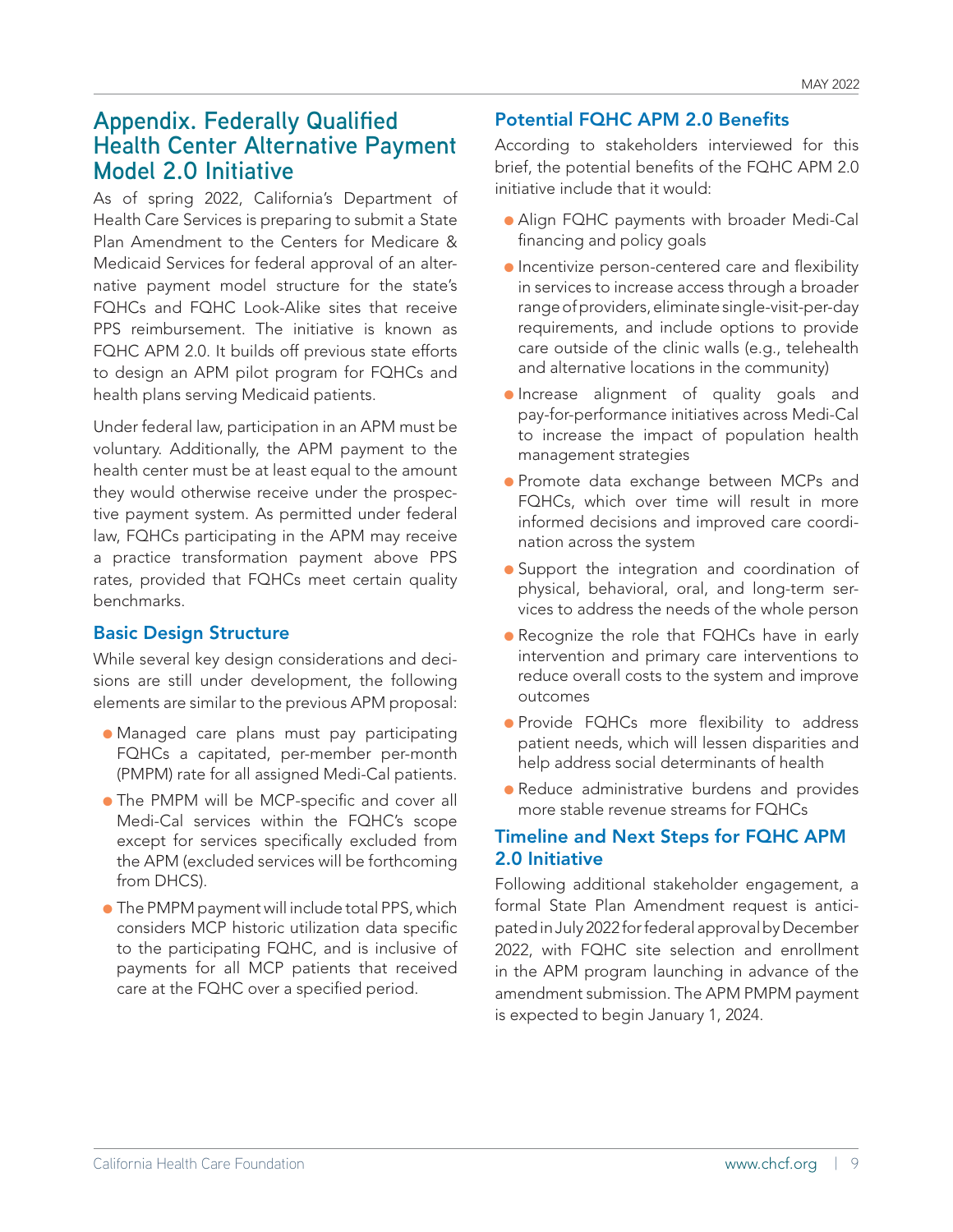## Appendix. Federally Qualified Health Center Alternative Payment Model 2.0 Initiative

As of spring 2022, California's Department of Health Care Services is preparing to submit a State Plan Amendment to the Centers for Medicare & Medicaid Services for federal approval of an alternative payment model structure for the state's FQHCs and FQHC Look-Alike sites that receive PPS reimbursement. The initiative is known as FQHC APM 2.0. It builds off previous state efforts to design an APM pilot program for FQHCs and health plans serving Medicaid patients.

Under federal law, participation in an APM must be voluntary. Additionally, the APM payment to the health center must be at least equal to the amount they would otherwise receive under the prospective payment system. As permitted under federal law, FQHCs participating in the APM may receive a practice transformation payment above PPS rates, provided that FQHCs meet certain quality benchmarks.

### Basic Design Structure

While several key design considerations and decisions are still under development, the following elements are similar to the previous APM proposal:

- Managed care plans must pay participating FQHCs a capitated, per-member per-month (PMPM) rate for all assigned Medi-Cal patients.
- The PMPM will be MCP-specific and cover all Medi-Cal services within the FQHC's scope except for services specifically excluded from the APM (excluded services will be forthcoming from DHCS).
- The PMPM payment will include total PPS, which considers MCP historic utilization data specific to the participating FQHC, and is inclusive of payments for all MCP patients that received care at the FQHC over a specified period.

### Potential FQHC APM 2.0 Benefits

According to stakeholders interviewed for this brief, the potential benefits of the FQHC APM 2.0 initiative include that it would:

- Align FQHC payments with broader Medi-Cal financing and policy goals
- Incentivize person-centered care and flexibility in services to increase access through a broader range of providers, eliminate single-visit-per-day requirements, and include options to provide care outside of the clinic walls (e.g., telehealth and alternative locations in the community)
- Increase alignment of quality goals and pay-for-performance initiatives across Medi-Cal to increase the impact of population health management strategies
- Promote data exchange between MCPs and FQHCs, which over time will result in more informed decisions and improved care coordination across the system
- Support the integration and coordination of physical, behavioral, oral, and long-term services to address the needs of the whole person
- Recognize the role that FQHCs have in early intervention and primary care interventions to reduce overall costs to the system and improve outcomes
- Provide FQHCs more flexibility to address patient needs, which will lessen disparities and help address social determinants of health
- Reduce administrative burdens and provides more stable revenue streams for FQHCs

### Timeline and Next Steps for FQHC APM 2.0 Initiative

Following additional stakeholder engagement, a formal State Plan Amendment request is anticipated in July 2022 for federal approval by December 2022, with FQHC site selection and enrollment in the APM program launching in advance of the amendment submission. The APM PMPM payment is expected to begin January 1, 2024.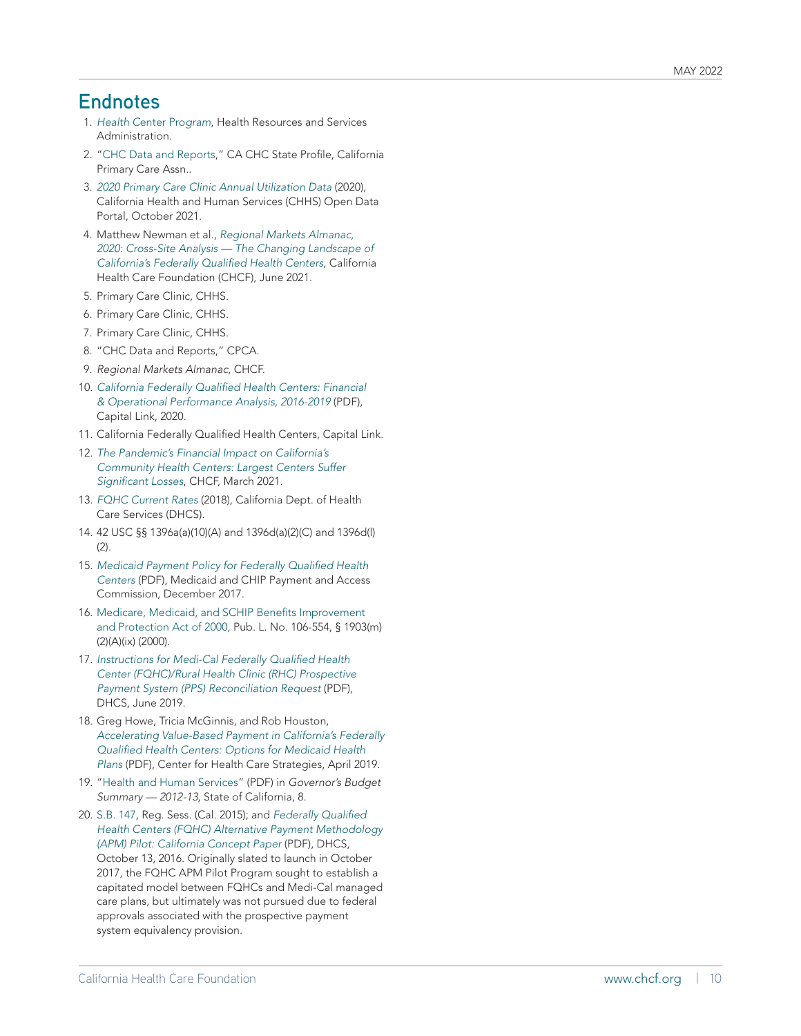## Endnotes

1. *Health Center Program*, Health Resources and Services Administration.
2. "CHC Data and Reports," CA CHC State Profile, California Primary Care Assn..
3. *2020 Primary Care Clinic Annual Utilization Data* (2020), California Health and Human Services (CHHS) Open Data Portal, October 2021.
4. Matthew Newman et al., *Regional Markets Almanac, 2020: Cross-Site Analysis — The Changing Landscape of California's Federally Qualified Health Centers*, California Health Care Foundation (CHCF), June 2021.
5. Primary Care Clinic, CHHS.
6. Primary Care Clinic, CHHS.
7. Primary Care Clinic, CHHS.
8. "CHC Data and Reports," CPCA.
9. *Regional Markets Almanac*, CHCF.
10. *California Federally Qualified Health Centers: Financial & Operational Performance Analysis, 2016-2019* (PDF), Capital Link, 2020.
11. California Federally Qualified Health Centers, Capital Link.
12. *The Pandemic's Financial Impact on California's Community Health Centers: Largest Centers Suffer Significant Losses*, CHCF, March 2021.
13. *FQHC Current Rates* (2018), California Dept. of Health Care Services (DHCS).
14. 42 USC §§ 1396a(a)(10)(A) and 1396d(a)(2)(C) and 1396d(l)(2).
15. *Medicaid Payment Policy for Federally Qualified Health Centers* (PDF), Medicaid and CHIP Payment and Access Commission, December 2017.
16. Medicare, Medicaid, and SCHIP Benefits Improvement and Protection Act of 2000, Pub. L. No. 106-554, § 1903(m)(2)(A)(ix) (2000).
17. *Instructions for Medi-Cal Federally Qualified Health Center (FQHC)/Rural Health Clinic (RHC) Prospective Payment System (PPS) Reconciliation Request* (PDF), DHCS, June 2019.
18. Greg Howe, Tricia McGinnis, and Rob Houston, *Accelerating Value-Based Payment in California's Federally Qualified Health Centers: Options for Medicaid Health Plans* (PDF), Center for Health Care Strategies, April 2019.
19. "Health and Human Services" (PDF) in *Governor's Budget Summary — 2012-13*, State of California, 8.
20. S.B. 147, Reg. Sess. (Cal. 2015); and *Federally Qualified Health Centers (FQHC) Alternative Payment Methodology (APM) Pilot: California Concept Paper* (PDF), DHCS, October 13, 2016. Originally slated to launch in October 2017, the FQHC APM Pilot Program sought to establish a capitated model between FQHCs and Medi-Cal managed care plans, but ultimately was not pursued due to federal approvals associated with the prospective payment system equivalency provision.